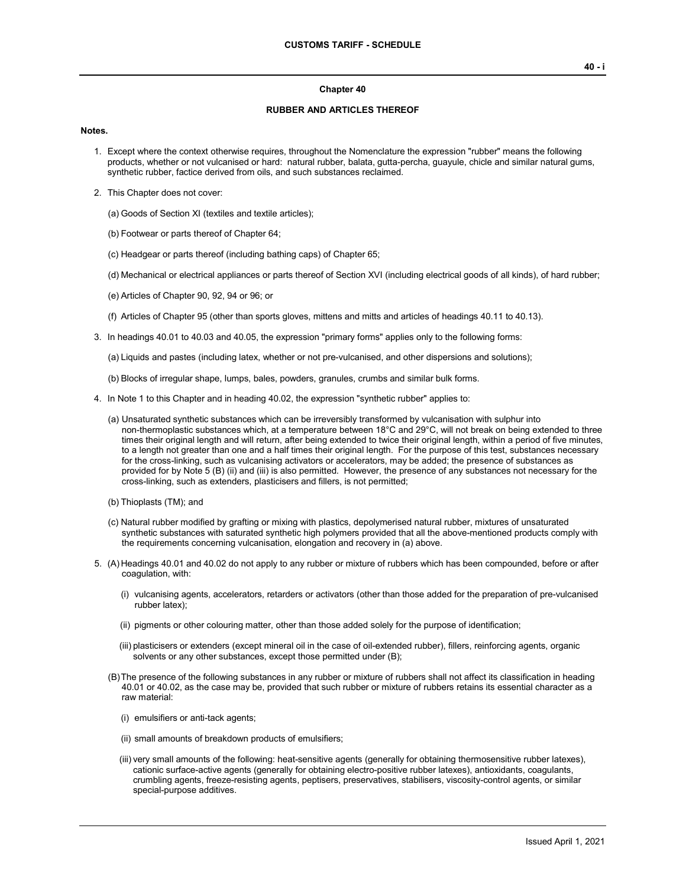## Chapter 40

## RUBBER AND ARTICLES THEREOF

**Notes.**

1. Except where the context otherwise requires, throughout the Nomenclature the expression "rubber" means the following products, whether or not vulcanised or hard: natural rubber, balata, gutta-percha, guayule, chicle and similar natural gums, synthetic rubber, factice derived from oils, and such substances reclaimed.

2. This Chapter does not cover:

   (a) Goods of Section XI (textiles and textile articles);

   (b) Footwear or parts thereof of Chapter 64;

   (c) Headgear or parts thereof (including bathing caps) of Chapter 65;

   (d) Mechanical or electrical appliances or parts thereof of Section XVI (including electrical goods of all kinds), of hard rubber;

   (e) Articles of Chapter 90, 92, 94 or 96; or

   (f) Articles of Chapter 95 (other than sports gloves, mittens and mitts and articles of headings 40.11 to 40.13).

3. In headings 40.01 to 40.03 and 40.05, the expression "primary forms" applies only to the following forms:

   (a) Liquids and pastes (including latex, whether or not pre-vulcanised, and other dispersions and solutions);

   (b) Blocks of irregular shape, lumps, bales, powders, granules, crumbs and similar bulk forms.

4. In Note 1 to this Chapter and in heading 40.02, the expression "synthetic rubber" applies to:

   (a) Unsaturated synthetic substances which can be irreversibly transformed by vulcanisation with sulphur into non-thermoplastic substances which, at a temperature between 18°C and 29°C, will not break on being extended to three times their original length and will return, after being extended to twice their original length, within a period of five minutes, to a length not greater than one and a half times their original length. For the purpose of this test, substances necessary for the cross-linking, such as vulcanising activators or accelerators, may be added; the presence of substances as provided for by Note 5 (B) (ii) and (iii) is also permitted. However, the presence of any substances not necessary for the cross-linking, such as extenders, plasticisers and fillers, is not permitted;

   (b) Thioplasts (TM); and

   (c) Natural rubber modified by grafting or mixing with plastics, depolymerised natural rubber, mixtures of unsaturated synthetic substances with saturated synthetic high polymers provided that all the above-mentioned products comply with the requirements concerning vulcanisation, elongation and recovery in (a) above.

5. (A) Headings 40.01 and 40.02 do not apply to any rubber or mixture of rubbers which has been compounded, before or after coagulation, with:

      (i) vulcanising agents, accelerators, retarders or activators (other than those added for the preparation of pre-vulcanised rubber latex);

      (ii) pigments or other colouring matter, other than those added solely for the purpose of identification;

      (iii) plasticisers or extenders (except mineral oil in the case of oil-extended rubber), fillers, reinforcing agents, organic solvents or any other substances, except those permitted under (B);

   (B) The presence of the following substances in any rubber or mixture of rubbers shall not affect its classification in heading 40.01 or 40.02, as the case may be, provided that such rubber or mixture of rubbers retains its essential character as a raw material:

      (i) emulsifiers or anti-tack agents;

      (ii) small amounts of breakdown products of emulsifiers;

      (iii) very small amounts of the following: heat-sensitive agents (generally for obtaining thermosensitive rubber latexes), cationic surface-active agents (generally for obtaining electro-positive rubber latexes), antioxidants, coagulants, crumbling agents, freeze-resisting agents, peptisers, preservatives, stabilisers, viscosity-control agents, or similar special-purpose additives.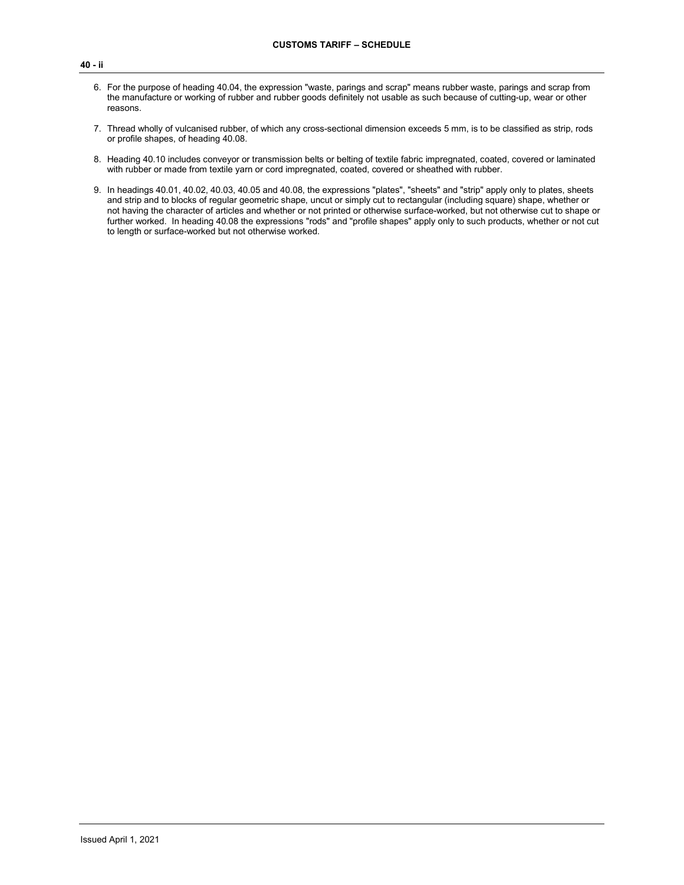6. For the purpose of heading 40.04, the expression "waste, parings and scrap" means rubber waste, parings and scrap from the manufacture or working of rubber and rubber goods definitely not usable as such because of cutting-up, wear or other reasons.

7. Thread wholly of vulcanised rubber, of which any cross-sectional dimension exceeds 5 mm, is to be classified as strip, rods or profile shapes, of heading 40.08.

8. Heading 40.10 includes conveyor or transmission belts or belting of textile fabric impregnated, coated, covered or laminated with rubber or made from textile yarn or cord impregnated, coated, covered or sheathed with rubber.

9. In headings 40.01, 40.02, 40.03, 40.05 and 40.08, the expressions "plates", "sheets" and "strip" apply only to plates, sheets and strip and to blocks of regular geometric shape, uncut or simply cut to rectangular (including square) shape, whether or not having the character of articles and whether or not printed or otherwise surface-worked, but not otherwise cut to shape or further worked. In heading 40.08 the expressions "rods" and "profile shapes" apply only to such products, whether or not cut to length or surface-worked but not otherwise worked.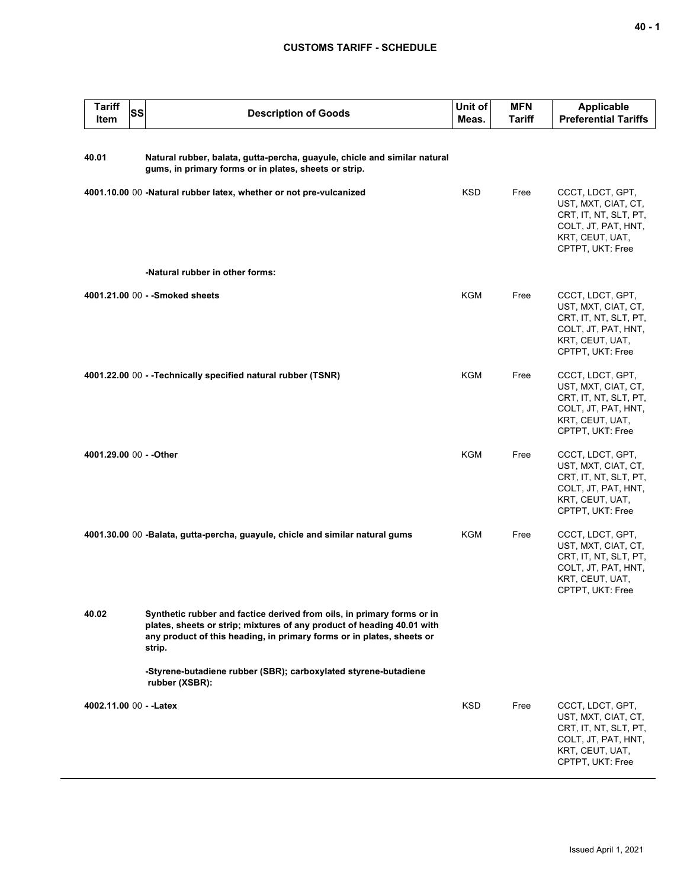## CUSTOMS TARIFF - SCHEDULE

| Tariff Item | SS | Description of Goods | Unit of Meas. | MFN Tariff | Applicable Preferential Tariffs |
|---|---|---|---|---|---|
| 40.01 | | **Natural rubber, balata, gutta-percha, guayule, chicle and similar natural gums, in primary forms or in plates, sheets or strip.** | | | |
| 4001.10.00 | 00 | **-Natural rubber latex, whether or not pre-vulcanized** | KSD | Free | CCCT, LDCT, GPT, UST, MXT, CIAT, CT, CRT, IT, NT, SLT, PT, COLT, JT, PAT, HNT, KRT, CEUT, UAT, CPTPT, UKT: Free |
| | | **-Natural rubber in other forms:** | | | |
| 4001.21.00 | 00 | **- -Smoked sheets** | KGM | Free | CCCT, LDCT, GPT, UST, MXT, CIAT, CT, CRT, IT, NT, SLT, PT, COLT, JT, PAT, HNT, KRT, CEUT, UAT, CPTPT, UKT: Free |
| 4001.22.00 | 00 | **- -Technically specified natural rubber (TSNR)** | KGM | Free | CCCT, LDCT, GPT, UST, MXT, CIAT, CT, CRT, IT, NT, SLT, PT, COLT, JT, PAT, HNT, KRT, CEUT, UAT, CPTPT, UKT: Free |
| 4001.29.00 | 00 | **- -Other** | KGM | Free | CCCT, LDCT, GPT, UST, MXT, CIAT, CT, CRT, IT, NT, SLT, PT, COLT, JT, PAT, HNT, KRT, CEUT, UAT, CPTPT, UKT: Free |
| 4001.30.00 | 00 | **-Balata, gutta-percha, guayule, chicle and similar natural gums** | KGM | Free | CCCT, LDCT, GPT, UST, MXT, CIAT, CT, CRT, IT, NT, SLT, PT, COLT, JT, PAT, HNT, KRT, CEUT, UAT, CPTPT, UKT: Free |
| 40.02 | | **Synthetic rubber and factice derived from oils, in primary forms or in plates, sheets or strip; mixtures of any product of heading 40.01 with any product of this heading, in primary forms or in plates, sheets or strip.** | | | |
| | | **-Styrene-butadiene rubber (SBR); carboxylated styrene-butadiene rubber (XSBR):** | | | |
| 4002.11.00 | 00 | **- -Latex** | KSD | Free | CCCT, LDCT, GPT, UST, MXT, CIAT, CT, CRT, IT, NT, SLT, PT, COLT, JT, PAT, HNT, KRT, CEUT, UAT, CPTPT, UKT: Free |

Issued April 1, 2021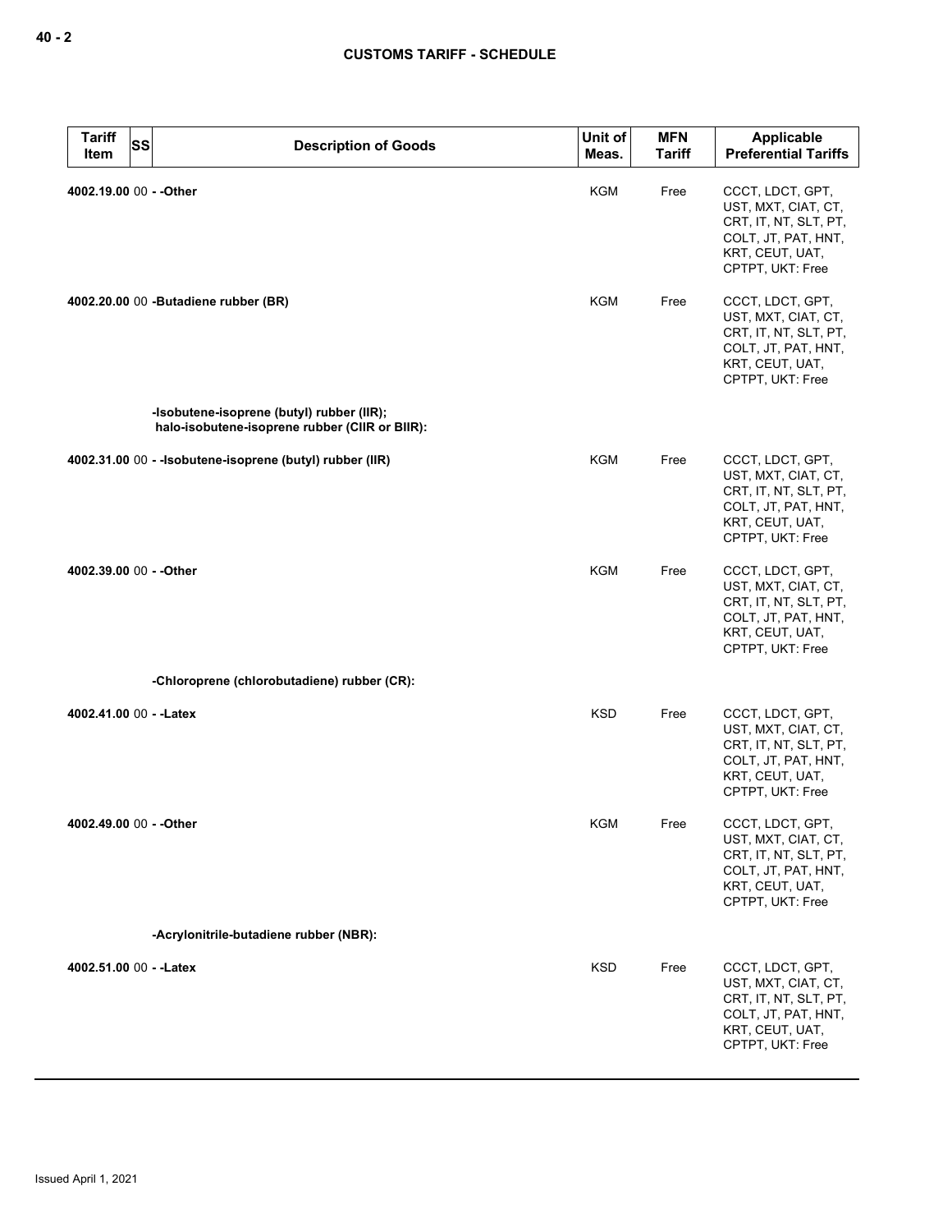| Tariff Item | SS | Description of Goods | Unit of Meas. | MFN Tariff | Applicable Preferential Tariffs |
|---|---|---|---|---|---|
| 4002.19.00 | 00 | - -Other | KGM | Free | CCCT, LDCT, GPT, UST, MXT, CIAT, CT, CRT, IT, NT, SLT, PT, COLT, JT, PAT, HNT, KRT, CEUT, UAT, CPTPT, UKT: Free |
| 4002.20.00 | 00 | -Butadiene rubber (BR) | KGM | Free | CCCT, LDCT, GPT, UST, MXT, CIAT, CT, CRT, IT, NT, SLT, PT, COLT, JT, PAT, HNT, KRT, CEUT, UAT, CPTPT, UKT: Free |
| | | -Isobutene-isoprene (butyl) rubber (IIR); halo-isobutene-isoprene rubber (CIIR or BIIR): | | | |
| 4002.31.00 | 00 | - -Isobutene-isoprene (butyl) rubber (IIR) | KGM | Free | CCCT, LDCT, GPT, UST, MXT, CIAT, CT, CRT, IT, NT, SLT, PT, COLT, JT, PAT, HNT, KRT, CEUT, UAT, CPTPT, UKT: Free |
| 4002.39.00 | 00 | - -Other | KGM | Free | CCCT, LDCT, GPT, UST, MXT, CIAT, CT, CRT, IT, NT, SLT, PT, COLT, JT, PAT, HNT, KRT, CEUT, UAT, CPTPT, UKT: Free |
| | | -Chloroprene (chlorobutadiene) rubber (CR): | | | |
| 4002.41.00 | 00 | - -Latex | KSD | Free | CCCT, LDCT, GPT, UST, MXT, CIAT, CT, CRT, IT, NT, SLT, PT, COLT, JT, PAT, HNT, KRT, CEUT, UAT, CPTPT, UKT: Free |
| 4002.49.00 | 00 | - -Other | KGM | Free | CCCT, LDCT, GPT, UST, MXT, CIAT, CT, CRT, IT, NT, SLT, PT, COLT, JT, PAT, HNT, KRT, CEUT, UAT, CPTPT, UKT: Free |
| | | -Acrylonitrile-butadiene rubber (NBR): | | | |
| 4002.51.00 | 00 | - -Latex | KSD | Free | CCCT, LDCT, GPT, UST, MXT, CIAT, CT, CRT, IT, NT, SLT, PT, COLT, JT, PAT, HNT, KRT, CEUT, UAT, CPTPT, UKT: Free |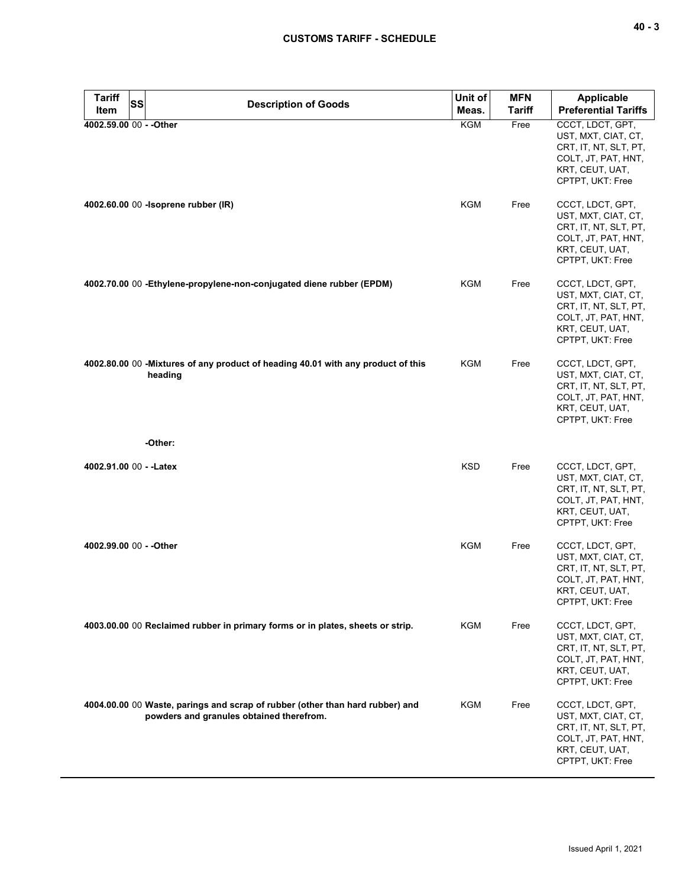| Tariff Item | SS | Description of Goods | Unit of Meas. | MFN Tariff | Applicable Preferential Tariffs |
|---|---|---|---|---|---|
| 4002.59.00 | 00 | - -Other | KGM | Free | CCCT, LDCT, GPT, UST, MXT, CIAT, CT, CRT, IT, NT, SLT, PT, COLT, JT, PAT, HNT, KRT, CEUT, UAT, CPTPT, UKT: Free |
| 4002.60.00 | 00 | -Isoprene rubber (IR) | KGM | Free | CCCT, LDCT, GPT, UST, MXT, CIAT, CT, CRT, IT, NT, SLT, PT, COLT, JT, PAT, HNT, KRT, CEUT, UAT, CPTPT, UKT: Free |
| 4002.70.00 | 00 | -Ethylene-propylene-non-conjugated diene rubber (EPDM) | KGM | Free | CCCT, LDCT, GPT, UST, MXT, CIAT, CT, CRT, IT, NT, SLT, PT, COLT, JT, PAT, HNT, KRT, CEUT, UAT, CPTPT, UKT: Free |
| 4002.80.00 | 00 | -Mixtures of any product of heading 40.01 with any product of this heading | KGM | Free | CCCT, LDCT, GPT, UST, MXT, CIAT, CT, CRT, IT, NT, SLT, PT, COLT, JT, PAT, HNT, KRT, CEUT, UAT, CPTPT, UKT: Free |
| | | -Other: | | | |
| 4002.91.00 | 00 | - -Latex | KSD | Free | CCCT, LDCT, GPT, UST, MXT, CIAT, CT, CRT, IT, NT, SLT, PT, COLT, JT, PAT, HNT, KRT, CEUT, UAT, CPTPT, UKT: Free |
| 4002.99.00 | 00 | - -Other | KGM | Free | CCCT, LDCT, GPT, UST, MXT, CIAT, CT, CRT, IT, NT, SLT, PT, COLT, JT, PAT, HNT, KRT, CEUT, UAT, CPTPT, UKT: Free |
| 4003.00.00 | 00 | Reclaimed rubber in primary forms or in plates, sheets or strip. | KGM | Free | CCCT, LDCT, GPT, UST, MXT, CIAT, CT, CRT, IT, NT, SLT, PT, COLT, JT, PAT, HNT, KRT, CEUT, UAT, CPTPT, UKT: Free |
| 4004.00.00 | 00 | Waste, parings and scrap of rubber (other than hard rubber) and powders and granules obtained therefrom. | KGM | Free | CCCT, LDCT, GPT, UST, MXT, CIAT, CT, CRT, IT, NT, SLT, PT, COLT, JT, PAT, HNT, KRT, CEUT, UAT, CPTPT, UKT: Free |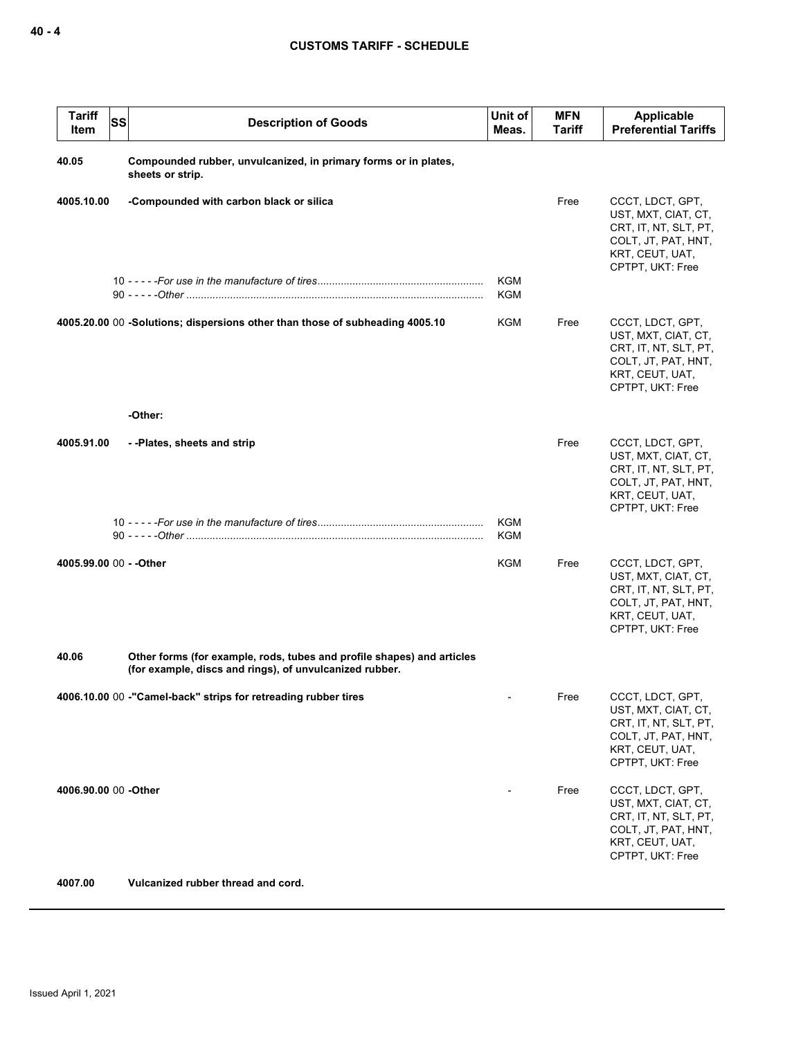| Tariff Item | SS | Description of Goods | Unit of Meas. | MFN Tariff | Applicable Preferential Tariffs |
|---|---|---|---|---|---|
| 40.05 | | **Compounded rubber, unvulcanized, in primary forms or in plates, sheets or strip.** | | | |
| 4005.10.00 | | **-Compounded with carbon black or silica** | | Free | CCCT, LDCT, GPT, UST, MXT, CIAT, CT, CRT, IT, NT, SLT, PT, COLT, JT, PAT, HNT, KRT, CEUT, UAT, CPTPT, UKT: Free |
| | 10 | - - - - -*For use in the manufacture of tires* | KGM | | |
| | 90 | - - - - -*Other* | KGM | | |
| 4005.20.00 | 00 | **-Solutions; dispersions other than those of subheading 4005.10** | KGM | Free | CCCT, LDCT, GPT, UST, MXT, CIAT, CT, CRT, IT, NT, SLT, PT, COLT, JT, PAT, HNT, KRT, CEUT, UAT, CPTPT, UKT: Free |
| | | **-Other:** | | | |
| 4005.91.00 | | **- -Plates, sheets and strip** | | Free | CCCT, LDCT, GPT, UST, MXT, CIAT, CT, CRT, IT, NT, SLT, PT, COLT, JT, PAT, HNT, KRT, CEUT, UAT, CPTPT, UKT: Free |
| | 10 | - - - - -*For use in the manufacture of tires* | KGM | | |
| | 90 | - - - - -*Other* | KGM | | |
| 4005.99.00 | 00 | **- -Other** | KGM | Free | CCCT, LDCT, GPT, UST, MXT, CIAT, CT, CRT, IT, NT, SLT, PT, COLT, JT, PAT, HNT, KRT, CEUT, UAT, CPTPT, UKT: Free |
| 40.06 | | **Other forms (for example, rods, tubes and profile shapes) and articles (for example, discs and rings), of unvulcanized rubber.** | | | |
| 4006.10.00 | 00 | **-"Camel-back" strips for retreading rubber tires** | - | Free | CCCT, LDCT, GPT, UST, MXT, CIAT, CT, CRT, IT, NT, SLT, PT, COLT, JT, PAT, HNT, KRT, CEUT, UAT, CPTPT, UKT: Free |
| 4006.90.00 | 00 | **-Other** | - | Free | CCCT, LDCT, GPT, UST, MXT, CIAT, CT, CRT, IT, NT, SLT, PT, COLT, JT, PAT, HNT, KRT, CEUT, UAT, CPTPT, UKT: Free |
| 4007.00 | | **Vulcanized rubber thread and cord.** | | | |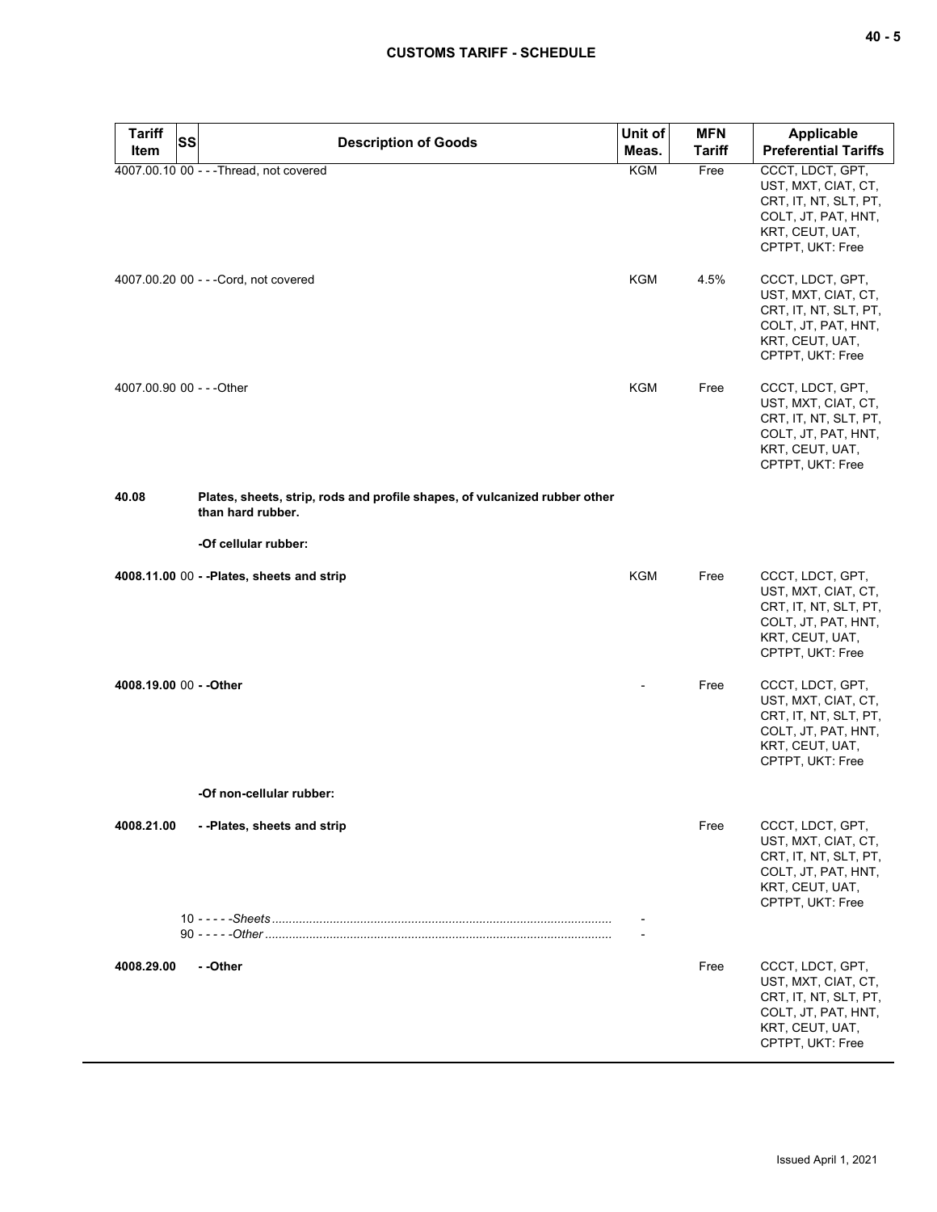| Tariff Item | SS | Description of Goods | Unit of Meas. | MFN Tariff | Applicable Preferential Tariffs |
|---|---|---|---|---|---|
| 4007.00.10 | 00 | - - -Thread, not covered | KGM | Free | CCCT, LDCT, GPT, UST, MXT, CIAT, CT, CRT, IT, NT, SLT, PT, COLT, JT, PAT, HNT, KRT, CEUT, UAT, CPTPT, UKT: Free |
| 4007.00.20 | 00 | - - -Cord, not covered | KGM | 4.5% | CCCT, LDCT, GPT, UST, MXT, CIAT, CT, CRT, IT, NT, SLT, PT, COLT, JT, PAT, HNT, KRT, CEUT, UAT, CPTPT, UKT: Free |
| 4007.00.90 | 00 | - - -Other | KGM | Free | CCCT, LDCT, GPT, UST, MXT, CIAT, CT, CRT, IT, NT, SLT, PT, COLT, JT, PAT, HNT, KRT, CEUT, UAT, CPTPT, UKT: Free |
| **40.08** | | **Plates, sheets, strip, rods and profile shapes, of vulcanized rubber other than hard rubber.** | | | |
| | | **-Of cellular rubber:** | | | |
| **4008.11.00** | 00 | **- -Plates, sheets and strip** | KGM | Free | CCCT, LDCT, GPT, UST, MXT, CIAT, CT, CRT, IT, NT, SLT, PT, COLT, JT, PAT, HNT, KRT, CEUT, UAT, CPTPT, UKT: Free |
| **4008.19.00** | 00 | **- -Other** | - | Free | CCCT, LDCT, GPT, UST, MXT, CIAT, CT, CRT, IT, NT, SLT, PT, COLT, JT, PAT, HNT, KRT, CEUT, UAT, CPTPT, UKT: Free |
| | | **-Of non-cellular rubber:** | | | |
| **4008.21.00** | | **- -Plates, sheets and strip** | | Free | CCCT, LDCT, GPT, UST, MXT, CIAT, CT, CRT, IT, NT, SLT, PT, COLT, JT, PAT, HNT, KRT, CEUT, UAT, CPTPT, UKT: Free |
| | 10 | - - - - -*Sheets* | - | | |
| | 90 | - - - - -*Other* | - | | |
| **4008.29.00** | | **- -Other** | | Free | CCCT, LDCT, GPT, UST, MXT, CIAT, CT, CRT, IT, NT, SLT, PT, COLT, JT, PAT, HNT, KRT, CEUT, UAT, CPTPT, UKT: Free |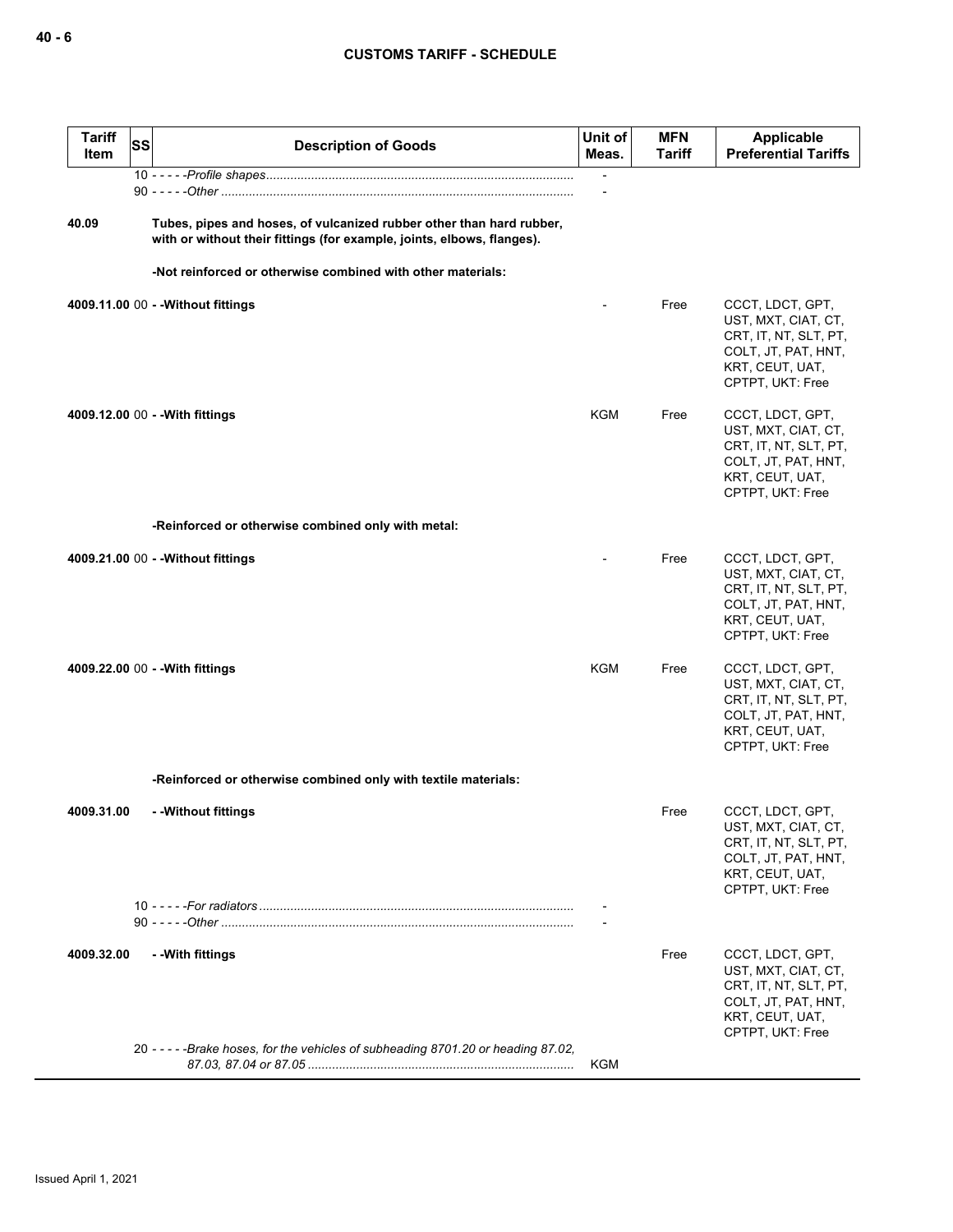| Tariff Item | SS | Description of Goods | Unit of Meas. | MFN Tariff | Applicable Preferential Tariffs |
|---|---|---|---|---|---|
| | | 10 - - - - -*Profile shapes* | - | | |
| | | 90 - - - - -*Other* | - | | |
| **40.09** | | **Tubes, pipes and hoses, of vulcanized rubber other than hard rubber, with or without their fittings (for example, joints, elbows, flanges).** | | | |
| | | **-Not reinforced or otherwise combined with other materials:** | | | |
| **4009.11.00** | 00 | **- -Without fittings** | - | Free | CCCT, LDCT, GPT, UST, MXT, CIAT, CT, CRT, IT, NT, SLT, PT, COLT, JT, PAT, HNT, KRT, CEUT, UAT, CPTPT, UKT: Free |
| **4009.12.00** | 00 | **- -With fittings** | KGM | Free | CCCT, LDCT, GPT, UST, MXT, CIAT, CT, CRT, IT, NT, SLT, PT, COLT, JT, PAT, HNT, KRT, CEUT, UAT, CPTPT, UKT: Free |
| | | **-Reinforced or otherwise combined only with metal:** | | | |
| **4009.21.00** | 00 | **- -Without fittings** | - | Free | CCCT, LDCT, GPT, UST, MXT, CIAT, CT, CRT, IT, NT, SLT, PT, COLT, JT, PAT, HNT, KRT, CEUT, UAT, CPTPT, UKT: Free |
| **4009.22.00** | 00 | **- -With fittings** | KGM | Free | CCCT, LDCT, GPT, UST, MXT, CIAT, CT, CRT, IT, NT, SLT, PT, COLT, JT, PAT, HNT, KRT, CEUT, UAT, CPTPT, UKT: Free |
| | | **-Reinforced or otherwise combined only with textile materials:** | | | |
| **4009.31.00** | | **- -Without fittings** | | Free | CCCT, LDCT, GPT, UST, MXT, CIAT, CT, CRT, IT, NT, SLT, PT, COLT, JT, PAT, HNT, KRT, CEUT, UAT, CPTPT, UKT: Free |
| | | 10 - - - - -*For radiators* | - | | |
| | | 90 - - - - -*Other* | - | | |
| **4009.32.00** | | **- -With fittings** | | Free | CCCT, LDCT, GPT, UST, MXT, CIAT, CT, CRT, IT, NT, SLT, PT, COLT, JT, PAT, HNT, KRT, CEUT, UAT, CPTPT, UKT: Free |
| | | 20 - - - - -*Brake hoses, for the vehicles of subheading 8701.20 or heading 87.02, 87.03, 87.04 or 87.05* | KGM | | |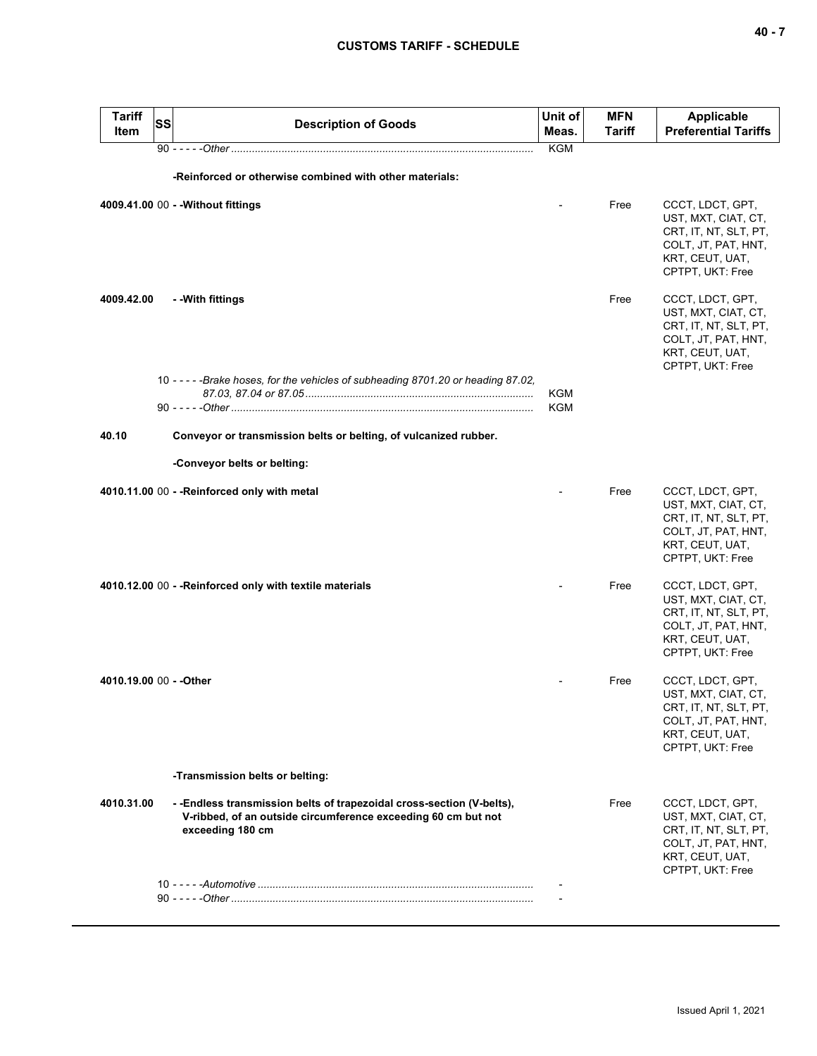| Tariff Item | SS | Description of Goods | Unit of Meas. | MFN Tariff | Applicable Preferential Tariffs |
|---|---|---|---|---|---|
| | 90 | - - - - -*Other* | KGM | | |
| | | **-Reinforced or otherwise combined with other materials:** | | | |
| **4009.41.00** | 00 | **- -Without fittings** | - | Free | CCCT, LDCT, GPT, UST, MXT, CIAT, CT, CRT, IT, NT, SLT, PT, COLT, JT, PAT, HNT, KRT, CEUT, UAT, CPTPT, UKT: Free |
| **4009.42.00** | | **- -With fittings** | | Free | CCCT, LDCT, GPT, UST, MXT, CIAT, CT, CRT, IT, NT, SLT, PT, COLT, JT, PAT, HNT, KRT, CEUT, UAT, CPTPT, UKT: Free |
| | 10 | - - - - -*Brake hoses, for the vehicles of subheading 8701.20 or heading 87.02, 87.03, 87.04 or 87.05* | KGM | | |
| | 90 | - - - - -*Other* | KGM | | |
| **40.10** | | **Conveyor or transmission belts or belting, of vulcanized rubber.** | | | |
| | | **-Conveyor belts or belting:** | | | |
| **4010.11.00** | 00 | **- -Reinforced only with metal** | - | Free | CCCT, LDCT, GPT, UST, MXT, CIAT, CT, CRT, IT, NT, SLT, PT, COLT, JT, PAT, HNT, KRT, CEUT, UAT, CPTPT, UKT: Free |
| **4010.12.00** | 00 | **- -Reinforced only with textile materials** | - | Free | CCCT, LDCT, GPT, UST, MXT, CIAT, CT, CRT, IT, NT, SLT, PT, COLT, JT, PAT, HNT, KRT, CEUT, UAT, CPTPT, UKT: Free |
| **4010.19.00** | 00 | **- -Other** | - | Free | CCCT, LDCT, GPT, UST, MXT, CIAT, CT, CRT, IT, NT, SLT, PT, COLT, JT, PAT, HNT, KRT, CEUT, UAT, CPTPT, UKT: Free |
| | | **-Transmission belts or belting:** | | | |
| **4010.31.00** | | **- -Endless transmission belts of trapezoidal cross-section (V-belts), V-ribbed, of an outside circumference exceeding 60 cm but not exceeding 180 cm** | | Free | CCCT, LDCT, GPT, UST, MXT, CIAT, CT, CRT, IT, NT, SLT, PT, COLT, JT, PAT, HNT, KRT, CEUT, UAT, CPTPT, UKT: Free |
| | 10 | - - - - -*Automotive* | - | | |
| | 90 | - - - - -*Other* | - | | |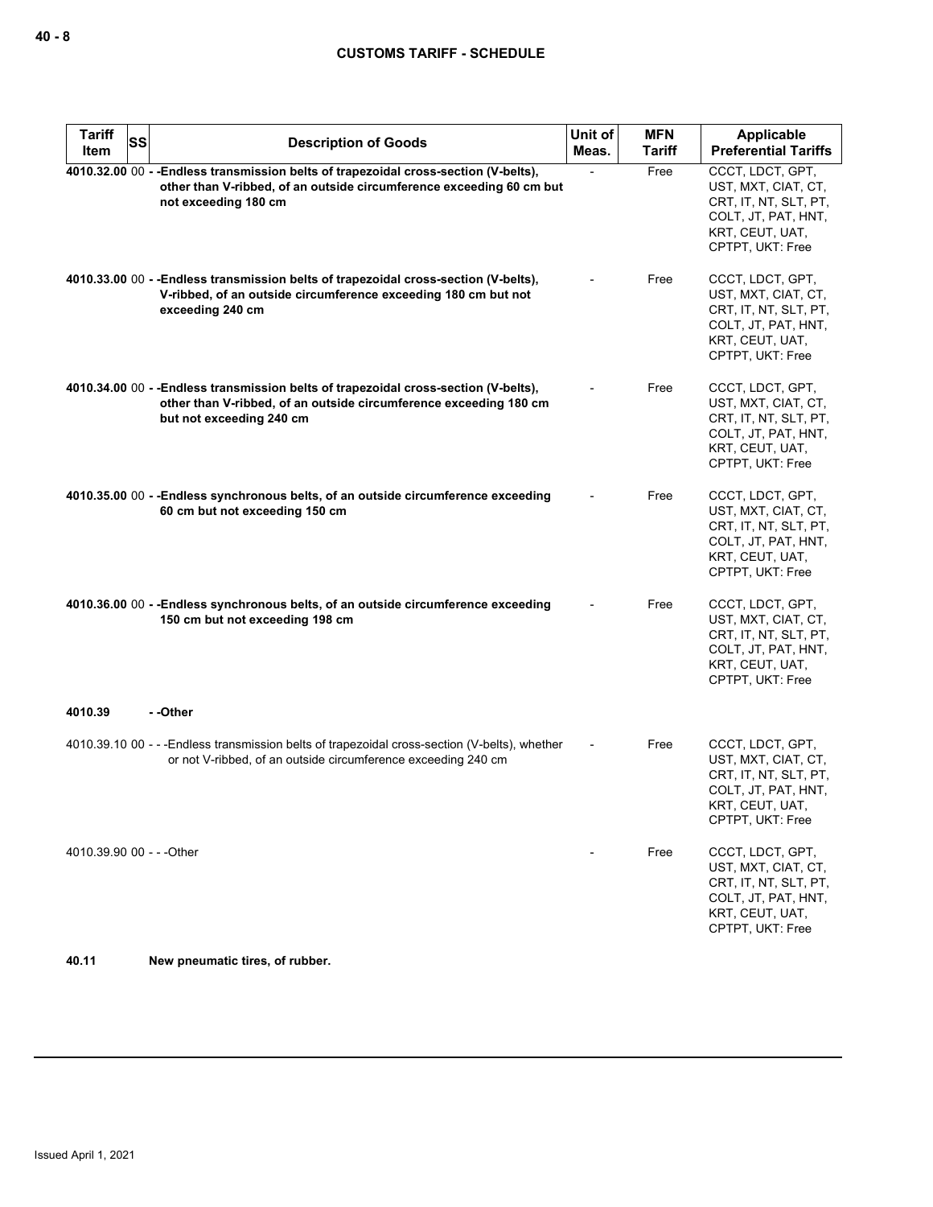| Tariff Item | SS | Description of Goods | Unit of Meas. | MFN Tariff | Applicable Preferential Tariffs |
|---|---|---|---|---|---|
| **4010.32.00** | 00 | **- -Endless transmission belts of trapezoidal cross-section (V-belts), other than V-ribbed, of an outside circumference exceeding 60 cm but not exceeding 180 cm** | - | Free | CCCT, LDCT, GPT, UST, MXT, CIAT, CT, CRT, IT, NT, SLT, PT, COLT, JT, PAT, HNT, KRT, CEUT, UAT, CPTPT, UKT: Free |
| **4010.33.00** | 00 | **- -Endless transmission belts of trapezoidal cross-section (V-belts), V-ribbed, of an outside circumference exceeding 180 cm but not exceeding 240 cm** | - | Free | CCCT, LDCT, GPT, UST, MXT, CIAT, CT, CRT, IT, NT, SLT, PT, COLT, JT, PAT, HNT, KRT, CEUT, UAT, CPTPT, UKT: Free |
| **4010.34.00** | 00 | **- -Endless transmission belts of trapezoidal cross-section (V-belts), other than V-ribbed, of an outside circumference exceeding 180 cm but not exceeding 240 cm** | - | Free | CCCT, LDCT, GPT, UST, MXT, CIAT, CT, CRT, IT, NT, SLT, PT, COLT, JT, PAT, HNT, KRT, CEUT, UAT, CPTPT, UKT: Free |
| **4010.35.00** | 00 | **- -Endless synchronous belts, of an outside circumference exceeding 60 cm but not exceeding 150 cm** | - | Free | CCCT, LDCT, GPT, UST, MXT, CIAT, CT, CRT, IT, NT, SLT, PT, COLT, JT, PAT, HNT, KRT, CEUT, UAT, CPTPT, UKT: Free |
| **4010.36.00** | 00 | **- -Endless synchronous belts, of an outside circumference exceeding 150 cm but not exceeding 198 cm** | - | Free | CCCT, LDCT, GPT, UST, MXT, CIAT, CT, CRT, IT, NT, SLT, PT, COLT, JT, PAT, HNT, KRT, CEUT, UAT, CPTPT, UKT: Free |
| **4010.39** | | **- -Other** | | | |
| 4010.39.10 | 00 | - - -Endless transmission belts of trapezoidal cross-section (V-belts), whether or not V-ribbed, of an outside circumference exceeding 240 cm | - | Free | CCCT, LDCT, GPT, UST, MXT, CIAT, CT, CRT, IT, NT, SLT, PT, COLT, JT, PAT, HNT, KRT, CEUT, UAT, CPTPT, UKT: Free |
| 4010.39.90 | 00 | - - -Other | - | Free | CCCT, LDCT, GPT, UST, MXT, CIAT, CT, CRT, IT, NT, SLT, PT, COLT, JT, PAT, HNT, KRT, CEUT, UAT, CPTPT, UKT: Free |
| **40.11** | | **New pneumatic tires, of rubber.** | | | |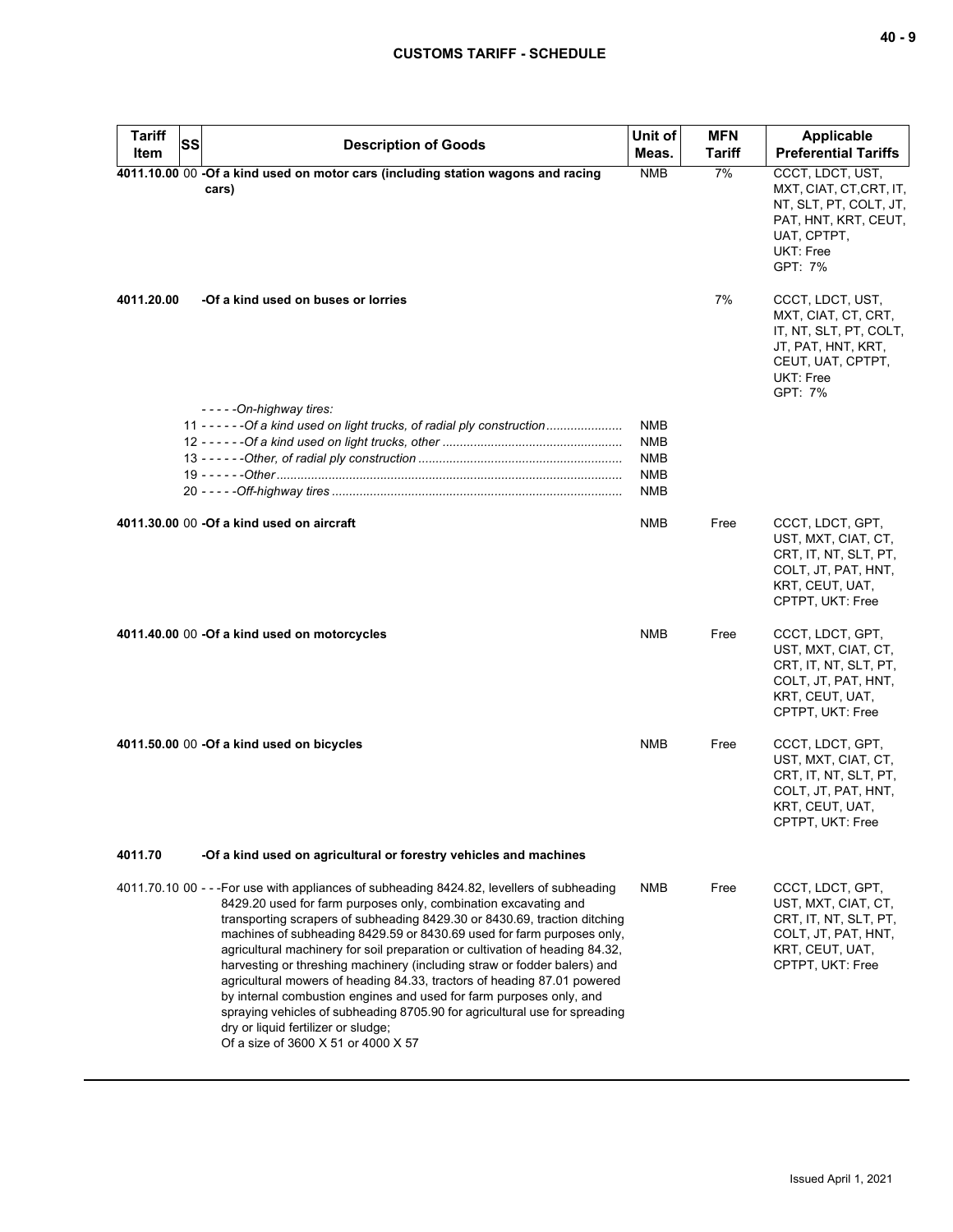| Tariff Item | SS | Description of Goods | Unit of Meas. | MFN Tariff | Applicable Preferential Tariffs |
|---|---|---|---|---|---|
| **4011.10.00** | 00 | **-Of a kind used on motor cars (including station wagons and racing cars)** | NMB | 7% | CCCT, LDCT, UST, MXT, CIAT, CT,CRT, IT, NT, SLT, PT, COLT, JT, PAT, HNT, KRT, CEUT, UAT, CPTPT, UKT: Free<br>GPT: 7% |
| **4011.20.00** | | **-Of a kind used on buses or lorries** | | 7% | CCCT, LDCT, UST, MXT, CIAT, CT, CRT, IT, NT, SLT, PT, COLT, JT, PAT, HNT, KRT, CEUT, UAT, CPTPT, UKT: Free<br>GPT: 7% |
| | | - - - - -*On-highway tires:* | | | |
| | 11 | - - - - - -*Of a kind used on light trucks, of radial ply construction* | NMB | | |
| | 12 | - - - - - -*Of a kind used on light trucks, other* | NMB | | |
| | 13 | - - - - - -*Other, of radial ply construction* | NMB | | |
| | 19 | - - - - - -*Other* | NMB | | |
| | 20 | - - - - -*Off-highway tires* | NMB | | |
| **4011.30.00** | 00 | **-Of a kind used on aircraft** | NMB | Free | CCCT, LDCT, GPT, UST, MXT, CIAT, CT, CRT, IT, NT, SLT, PT, COLT, JT, PAT, HNT, KRT, CEUT, UAT, CPTPT, UKT: Free |
| **4011.40.00** | 00 | **-Of a kind used on motorcycles** | NMB | Free | CCCT, LDCT, GPT, UST, MXT, CIAT, CT, CRT, IT, NT, SLT, PT, COLT, JT, PAT, HNT, KRT, CEUT, UAT, CPTPT, UKT: Free |
| **4011.50.00** | 00 | **-Of a kind used on bicycles** | NMB | Free | CCCT, LDCT, GPT, UST, MXT, CIAT, CT, CRT, IT, NT, SLT, PT, COLT, JT, PAT, HNT, KRT, CEUT, UAT, CPTPT, UKT: Free |
| **4011.70** | | **-Of a kind used on agricultural or forestry vehicles and machines** | | | |
| 4011.70.10 | 00 | - - -For use with appliances of subheading 8424.82, levellers of subheading 8429.20 used for farm purposes only, combination excavating and transporting scrapers of subheading 8429.30 or 8430.69, traction ditching machines of subheading 8429.59 or 8430.69 used for farm purposes only, agricultural machinery for soil preparation or cultivation of heading 84.32, harvesting or threshing machinery (including straw or fodder balers) and agricultural mowers of heading 84.33, tractors of heading 87.01 powered by internal combustion engines and used for farm purposes only, and spraying vehicles of subheading 8705.90 for agricultural use for spreading dry or liquid fertilizer or sludge;<br>Of a size of 3600 X 51 or 4000 X 57 | NMB | Free | CCCT, LDCT, GPT, UST, MXT, CIAT, CT, CRT, IT, NT, SLT, PT, COLT, JT, PAT, HNT, KRT, CEUT, UAT, CPTPT, UKT: Free |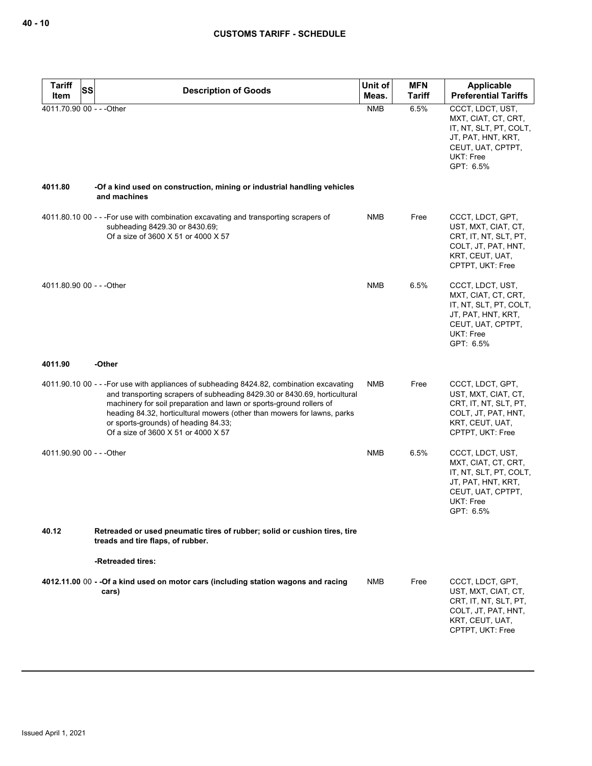| Tariff Item | SS | Description of Goods | Unit of Meas. | MFN Tariff | Applicable Preferential Tariffs |
|---|---|---|---|---|---|
| 4011.70.90 | 00 | - - -Other | NMB | 6.5% | CCCT, LDCT, UST, MXT, CIAT, CT, CRT, IT, NT, SLT, PT, COLT, JT, PAT, HNT, KRT, CEUT, UAT, CPTPT, UKT: Free<br>GPT: 6.5% |
| **4011.80** | | **-Of a kind used on construction, mining or industrial handling vehicles and machines** | | | |
| 4011.80.10 | 00 | - - -For use with combination excavating and transporting scrapers of subheading 8429.30 or 8430.69;<br>Of a size of 3600 X 51 or 4000 X 57 | NMB | Free | CCCT, LDCT, GPT, UST, MXT, CIAT, CT, CRT, IT, NT, SLT, PT, COLT, JT, PAT, HNT, KRT, CEUT, UAT, CPTPT, UKT: Free |
| 4011.80.90 | 00 | - - -Other | NMB | 6.5% | CCCT, LDCT, UST, MXT, CIAT, CT, CRT, IT, NT, SLT, PT, COLT, JT, PAT, HNT, KRT, CEUT, UAT, CPTPT, UKT: Free<br>GPT: 6.5% |
| **4011.90** | | **-Other** | | | |
| 4011.90.10 | 00 | - - -For use with appliances of subheading 8424.82, combination excavating and transporting scrapers of subheading 8429.30 or 8430.69, horticultural machinery for soil preparation and lawn or sports-ground rollers of heading 84.32, horticultural mowers (other than mowers for lawns, parks or sports-grounds) of heading 84.33;<br>Of a size of 3600 X 51 or 4000 X 57 | NMB | Free | CCCT, LDCT, GPT, UST, MXT, CIAT, CT, CRT, IT, NT, SLT, PT, COLT, JT, PAT, HNT, KRT, CEUT, UAT, CPTPT, UKT: Free |
| 4011.90.90 | 00 | - - -Other | NMB | 6.5% | CCCT, LDCT, UST, MXT, CIAT, CT, CRT, IT, NT, SLT, PT, COLT, JT, PAT, HNT, KRT, CEUT, UAT, CPTPT, UKT: Free<br>GPT: 6.5% |
| **40.12** | | **Retreaded or used pneumatic tires of rubber; solid or cushion tires, tire treads and tire flaps, of rubber.** | | | |
| | | **-Retreaded tires:** | | | |
| **4012.11.00** | 00 | **- -Of a kind used on motor cars (including station wagons and racing cars)** | NMB | Free | CCCT, LDCT, GPT, UST, MXT, CIAT, CT, CRT, IT, NT, SLT, PT, COLT, JT, PAT, HNT, KRT, CEUT, UAT, CPTPT, UKT: Free |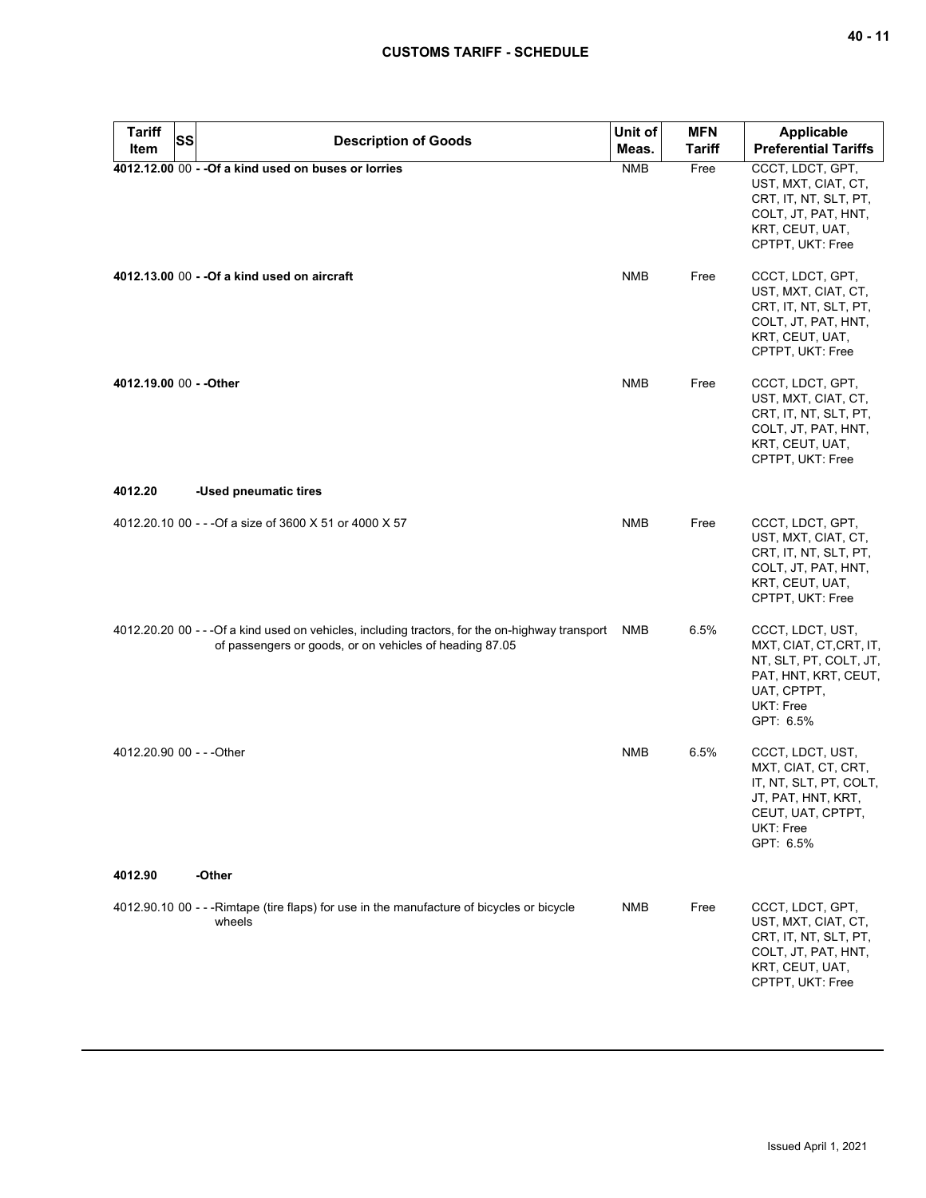| Tariff Item | SS | Description of Goods | Unit of Meas. | MFN Tariff | Applicable Preferential Tariffs |
|---|---|---|---|---|---|
| **4012.12.00** | 00 | **- -Of a kind used on buses or lorries** | NMB | Free | CCCT, LDCT, GPT, UST, MXT, CIAT, CT, CRT, IT, NT, SLT, PT, COLT, JT, PAT, HNT, KRT, CEUT, UAT, CPTPT, UKT: Free |
| **4012.13.00** | 00 | **- -Of a kind used on aircraft** | NMB | Free | CCCT, LDCT, GPT, UST, MXT, CIAT, CT, CRT, IT, NT, SLT, PT, COLT, JT, PAT, HNT, KRT, CEUT, UAT, CPTPT, UKT: Free |
| **4012.19.00** | 00 | **- -Other** | NMB | Free | CCCT, LDCT, GPT, UST, MXT, CIAT, CT, CRT, IT, NT, SLT, PT, COLT, JT, PAT, HNT, KRT, CEUT, UAT, CPTPT, UKT: Free |
| **4012.20** | | **-Used pneumatic tires** | | | |
| 4012.20.10 | 00 | - - -Of a size of 3600 X 51 or 4000 X 57 | NMB | Free | CCCT, LDCT, GPT, UST, MXT, CIAT, CT, CRT, IT, NT, SLT, PT, COLT, JT, PAT, HNT, KRT, CEUT, UAT, CPTPT, UKT: Free |
| 4012.20.20 | 00 | - - -Of a kind used on vehicles, including tractors, for the on-highway transport of passengers or goods, or on vehicles of heading 87.05 | NMB | 6.5% | CCCT, LDCT, UST, MXT, CIAT, CT,CRT, IT, NT, SLT, PT, COLT, JT, PAT, HNT, KRT, CEUT, UAT, CPTPT, UKT: Free GPT: 6.5% |
| 4012.20.90 | 00 | - - -Other | NMB | 6.5% | CCCT, LDCT, UST, MXT, CIAT, CT, CRT, IT, NT, SLT, PT, COLT, JT, PAT, HNT, KRT, CEUT, UAT, CPTPT, UKT: Free GPT: 6.5% |
| **4012.90** | | **-Other** | | | |
| 4012.90.10 | 00 | - - -Rimtape (tire flaps) for use in the manufacture of bicycles or bicycle wheels | NMB | Free | CCCT, LDCT, GPT, UST, MXT, CIAT, CT, CRT, IT, NT, SLT, PT, COLT, JT, PAT, HNT, KRT, CEUT, UAT, CPTPT, UKT: Free |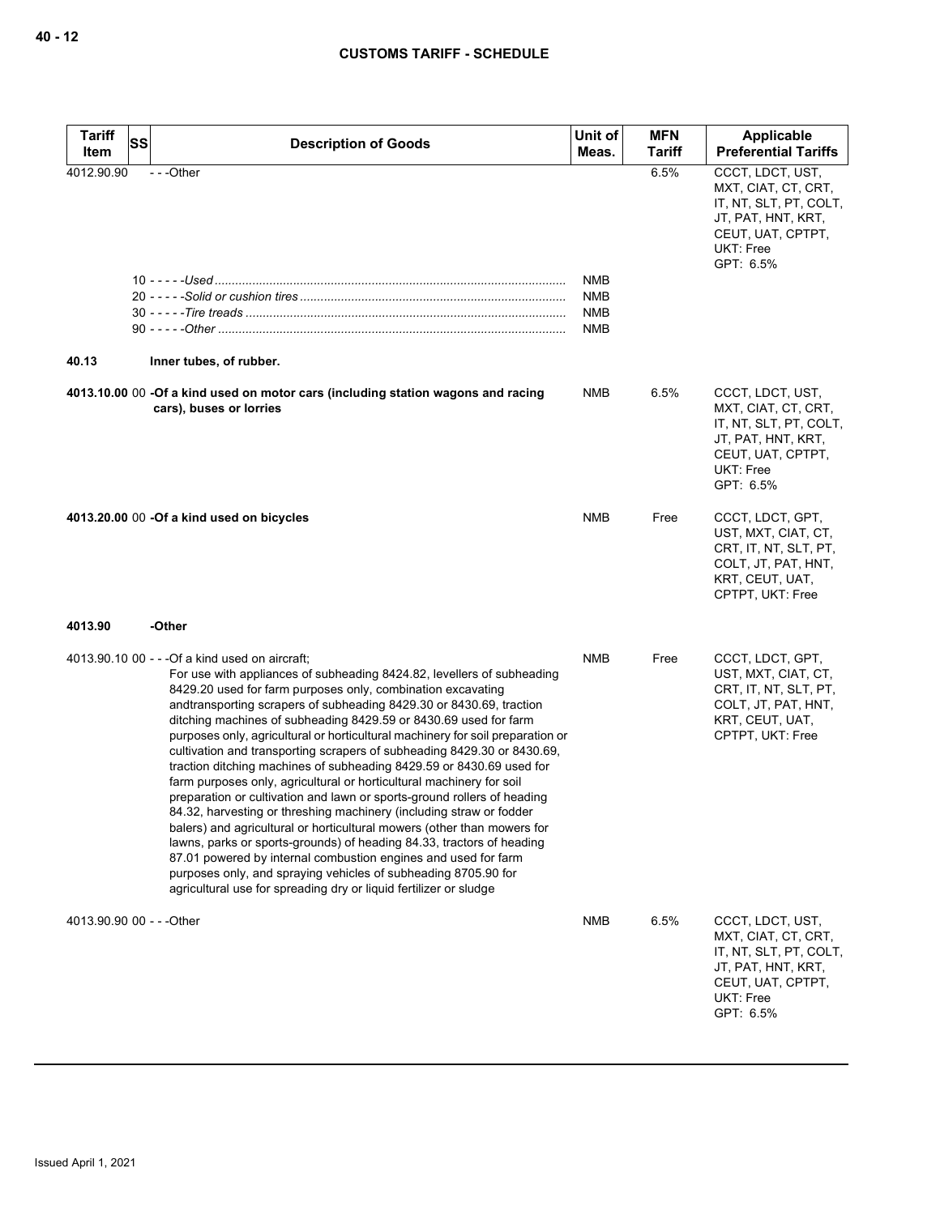| Tariff Item | SS | Description of Goods | Unit of Meas. | MFN Tariff | Applicable Preferential Tariffs |
|---|---|---|---|---|---|
| 4012.90.90 | | - - -Other | | 6.5% | CCCT, LDCT, UST, MXT, CIAT, CT, CRT, IT, NT, SLT, PT, COLT, JT, PAT, HNT, KRT, CEUT, UAT, CPTPT, UKT: Free<br>GPT: 6.5% |
| | | 10 - - - - -*Used* | NMB | | |
| | | 20 - - - - -*Solid or cushion tires* | NMB | | |
| | | 30 - - - - -*Tire treads* | NMB | | |
| | | 90 - - - - -*Other* | NMB | | |
| **40.13** | | **Inner tubes, of rubber.** | | | |
| **4013.10.00** | 00 | **-Of a kind used on motor cars (including station wagons and racing cars), buses or lorries** | NMB | 6.5% | CCCT, LDCT, UST, MXT, CIAT, CT, CRT, IT, NT, SLT, PT, COLT, JT, PAT, HNT, KRT, CEUT, UAT, CPTPT, UKT: Free<br>GPT: 6.5% |
| **4013.20.00** | 00 | **-Of a kind used on bicycles** | NMB | Free | CCCT, LDCT, GPT, UST, MXT, CIAT, CT, CRT, IT, NT, SLT, PT, COLT, JT, PAT, HNT, KRT, CEUT, UAT, CPTPT, UKT: Free |
| **4013.90** | | **-Other** | | | |
| 4013.90.10 | 00 | - - -Of a kind used on aircraft;<br>For use with appliances of subheading 8424.82, levellers of subheading 8429.20 used for farm purposes only, combination excavating andtransporting scrapers of subheading 8429.30 or 8430.69, traction ditching machines of subheading 8429.59 or 8430.69 used for farm purposes only, agricultural or horticultural machinery for soil preparation or cultivation and transporting scrapers of subheading 8429.30 or 8430.69, traction ditching machines of subheading 8429.59 or 8430.69 used for farm purposes only, agricultural or horticultural machinery for soil preparation or cultivation and lawn or sports-ground rollers of heading 84.32, harvesting or threshing machinery (including straw or fodder balers) and agricultural or horticultural mowers (other than mowers for lawns, parks or sports-grounds) of heading 84.33, tractors of heading 87.01 powered by internal combustion engines and used for farm purposes only, and spraying vehicles of subheading 8705.90 for agricultural use for spreading dry or liquid fertilizer or sludge | NMB | Free | CCCT, LDCT, GPT, UST, MXT, CIAT, CT, CRT, IT, NT, SLT, PT, COLT, JT, PAT, HNT, KRT, CEUT, UAT, CPTPT, UKT: Free |
| 4013.90.90 | 00 | - - -Other | NMB | 6.5% | CCCT, LDCT, UST, MXT, CIAT, CT, CRT, IT, NT, SLT, PT, COLT, JT, PAT, HNT, KRT, CEUT, UAT, CPTPT, UKT: Free<br>GPT: 6.5% |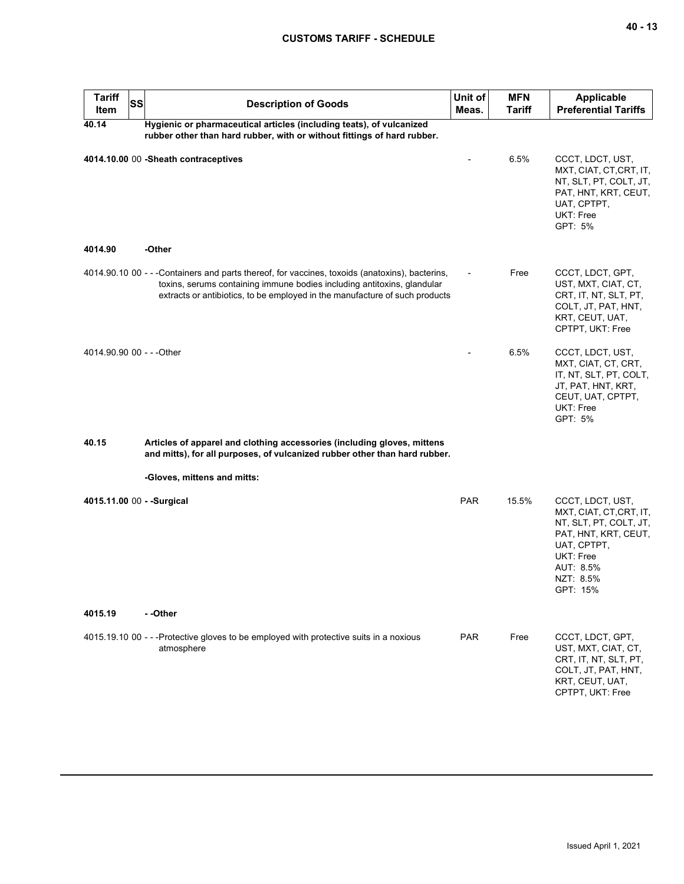| Tariff Item | SS | Description of Goods | Unit of Meas. | MFN Tariff | Applicable Preferential Tariffs |
|---|---|---|---|---|---|
| **40.14** | | **Hygienic or pharmaceutical articles (including teats), of vulcanized rubber other than hard rubber, with or without fittings of hard rubber.** | | | |
| **4014.10.00** | 00 | **-Sheath contraceptives** | - | 6.5% | CCCT, LDCT, UST, MXT, CIAT, CT,CRT, IT, NT, SLT, PT, COLT, JT, PAT, HNT, KRT, CEUT, UAT, CPTPT, UKT: Free GPT: 5% |
| **4014.90** | | **-Other** | | | |
| 4014.90.10 | 00 | - - -Containers and parts thereof, for vaccines, toxoids (anatoxins), bacterins, toxins, serums containing immune bodies including antitoxins, glandular extracts or antibiotics, to be employed in the manufacture of such products | - | Free | CCCT, LDCT, GPT, UST, MXT, CIAT, CT, CRT, IT, NT, SLT, PT, COLT, JT, PAT, HNT, KRT, CEUT, UAT, CPTPT, UKT: Free |
| 4014.90.90 | 00 | - - -Other | - | 6.5% | CCCT, LDCT, UST, MXT, CIAT, CT, CRT, IT, NT, SLT, PT, COLT, JT, PAT, HNT, KRT, CEUT, UAT, CPTPT, UKT: Free GPT: 5% |
| **40.15** | | **Articles of apparel and clothing accessories (including gloves, mittens and mitts), for all purposes, of vulcanized rubber other than hard rubber.** | | | |
| | | **-Gloves, mittens and mitts:** | | | |
| **4015.11.00** | 00 | **- -Surgical** | PAR | 15.5% | CCCT, LDCT, UST, MXT, CIAT, CT,CRT, IT, NT, SLT, PT, COLT, JT, PAT, HNT, KRT, CEUT, UAT, CPTPT, UKT: Free AUT: 8.5% NZT: 8.5% GPT: 15% |
| **4015.19** | | **- -Other** | | | |
| 4015.19.10 | 00 | - - -Protective gloves to be employed with protective suits in a noxious atmosphere | PAR | Free | CCCT, LDCT, GPT, UST, MXT, CIAT, CT, CRT, IT, NT, SLT, PT, COLT, JT, PAT, HNT, KRT, CEUT, UAT, CPTPT, UKT: Free |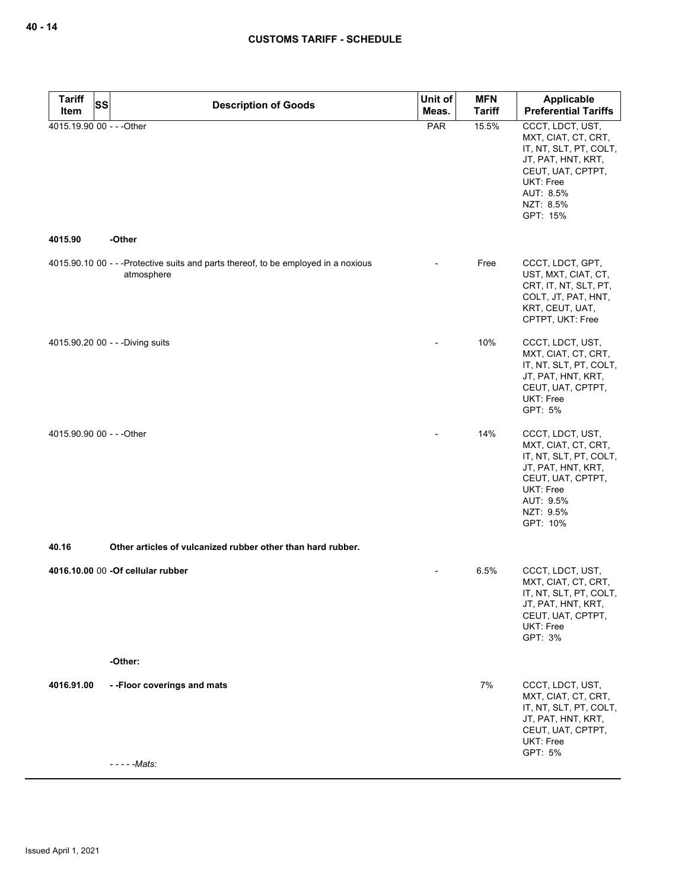| Tariff Item | SS | Description of Goods | Unit of Meas. | MFN Tariff | Applicable Preferential Tariffs |
|---|---|---|---|---|---|
| 4015.19.90 | 00 | - - -Other | PAR | 15.5% | CCCT, LDCT, UST, MXT, CIAT, CT, CRT, IT, NT, SLT, PT, COLT, JT, PAT, HNT, KRT, CEUT, UAT, CPTPT, UKT: Free<br>AUT: 8.5%<br>NZT: 8.5%<br>GPT: 15% |
| **4015.90** | | **-Other** | | | |
| 4015.90.10 | 00 | - - -Protective suits and parts thereof, to be employed in a noxious atmosphere | - | Free | CCCT, LDCT, GPT, UST, MXT, CIAT, CT, CRT, IT, NT, SLT, PT, COLT, JT, PAT, HNT, KRT, CEUT, UAT, CPTPT, UKT: Free |
| 4015.90.20 | 00 | - - -Diving suits | - | 10% | CCCT, LDCT, UST, MXT, CIAT, CT, CRT, IT, NT, SLT, PT, COLT, JT, PAT, HNT, KRT, CEUT, UAT, CPTPT, UKT: Free<br>GPT: 5% |
| 4015.90.90 | 00 | - - -Other | - | 14% | CCCT, LDCT, UST, MXT, CIAT, CT, CRT, IT, NT, SLT, PT, COLT, JT, PAT, HNT, KRT, CEUT, UAT, CPTPT, UKT: Free<br>AUT: 9.5%<br>NZT: 9.5%<br>GPT: 10% |
| **40.16** | | **Other articles of vulcanized rubber other than hard rubber.** | | | |
| **4016.10.00** | 00 | **-Of cellular rubber** | - | 6.5% | CCCT, LDCT, UST, MXT, CIAT, CT, CRT, IT, NT, SLT, PT, COLT, JT, PAT, HNT, KRT, CEUT, UAT, CPTPT, UKT: Free<br>GPT: 3% |
| | | **-Other:** | | | |
| **4016.91.00** | | **- -Floor coverings and mats** | | 7% | CCCT, LDCT, UST, MXT, CIAT, CT, CRT, IT, NT, SLT, PT, COLT, JT, PAT, HNT, KRT, CEUT, UAT, CPTPT, UKT: Free<br>GPT: 5% |
| | | *- - - - -Mats:* | | | |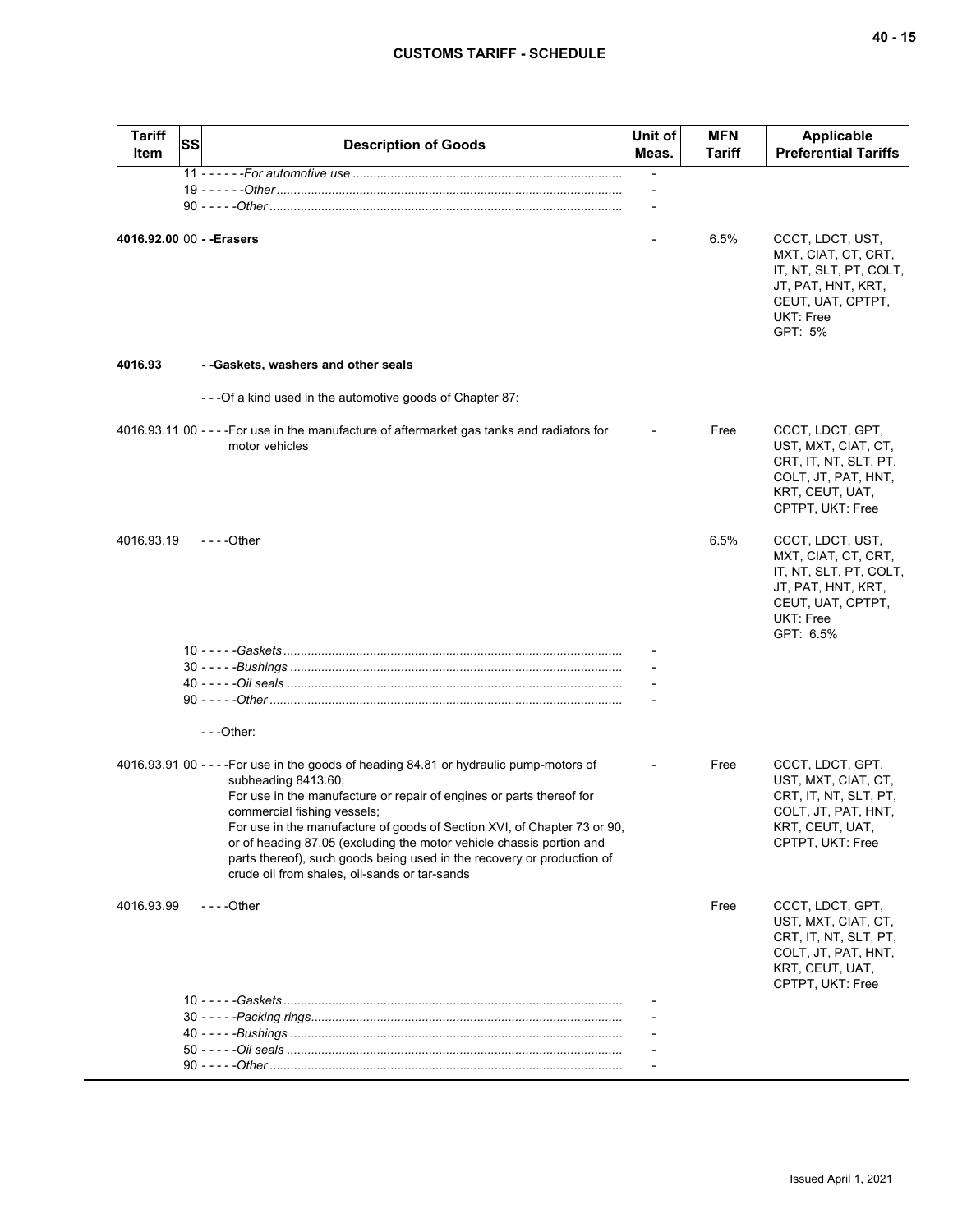| Tariff Item | SS | Description of Goods | Unit of Meas. | MFN Tariff | Applicable Preferential Tariffs |
|---|---|---|---|---|---|
| | 11 | - - - - - -*For automotive use* | - | | |
| | 19 | - - - - - -*Other* | - | | |
| | 90 | - - - - -*Other* | - | | |
| **4016.92.00** | 00 | **- -Erasers** | - | 6.5% | CCCT, LDCT, UST, MXT, CIAT, CT, CRT, IT, NT, SLT, PT, COLT, JT, PAT, HNT, KRT, CEUT, UAT, CPTPT, UKT: Free<br>GPT: 5% |
| **4016.93** | | **- -Gaskets, washers and other seals** | | | |
| | | - - -Of a kind used in the automotive goods of Chapter 87: | | | |
| 4016.93.11 | 00 | - - - -For use in the manufacture of aftermarket gas tanks and radiators for motor vehicles | - | Free | CCCT, LDCT, GPT, UST, MXT, CIAT, CT, CRT, IT, NT, SLT, PT, COLT, JT, PAT, HNT, KRT, CEUT, UAT, CPTPT, UKT: Free |
| 4016.93.19 | | - - - -Other | | 6.5% | CCCT, LDCT, UST, MXT, CIAT, CT, CRT, IT, NT, SLT, PT, COLT, JT, PAT, HNT, KRT, CEUT, UAT, CPTPT, UKT: Free<br>GPT: 6.5% |
| | 10 | - - - - -*Gaskets* | - | | |
| | 30 | - - - - -*Bushings* | - | | |
| | 40 | - - - - -*Oil seals* | - | | |
| | 90 | - - - - -*Other* | - | | |
| | | - - -Other: | | | |
| 4016.93.91 | 00 | - - - -For use in the goods of heading 84.81 or hydraulic pump-motors of subheading 8413.60;<br>For use in the manufacture or repair of engines or parts thereof for commercial fishing vessels;<br>For use in the manufacture of goods of Section XVI, of Chapter 73 or 90, or of heading 87.05 (excluding the motor vehicle chassis portion and parts thereof), such goods being used in the recovery or production of crude oil from shales, oil-sands or tar-sands | - | Free | CCCT, LDCT, GPT, UST, MXT, CIAT, CT, CRT, IT, NT, SLT, PT, COLT, JT, PAT, HNT, KRT, CEUT, UAT, CPTPT, UKT: Free |
| 4016.93.99 | | - - - -Other | | Free | CCCT, LDCT, GPT, UST, MXT, CIAT, CT, CRT, IT, NT, SLT, PT, COLT, JT, PAT, HNT, KRT, CEUT, UAT, CPTPT, UKT: Free |
| | 10 | - - - - -*Gaskets* | - | | |
| | 30 | - - - - -*Packing rings* | - | | |
| | 40 | - - - - -*Bushings* | - | | |
| | 50 | - - - - -*Oil seals* | - | | |
| | 90 | - - - - -*Other* | - | | |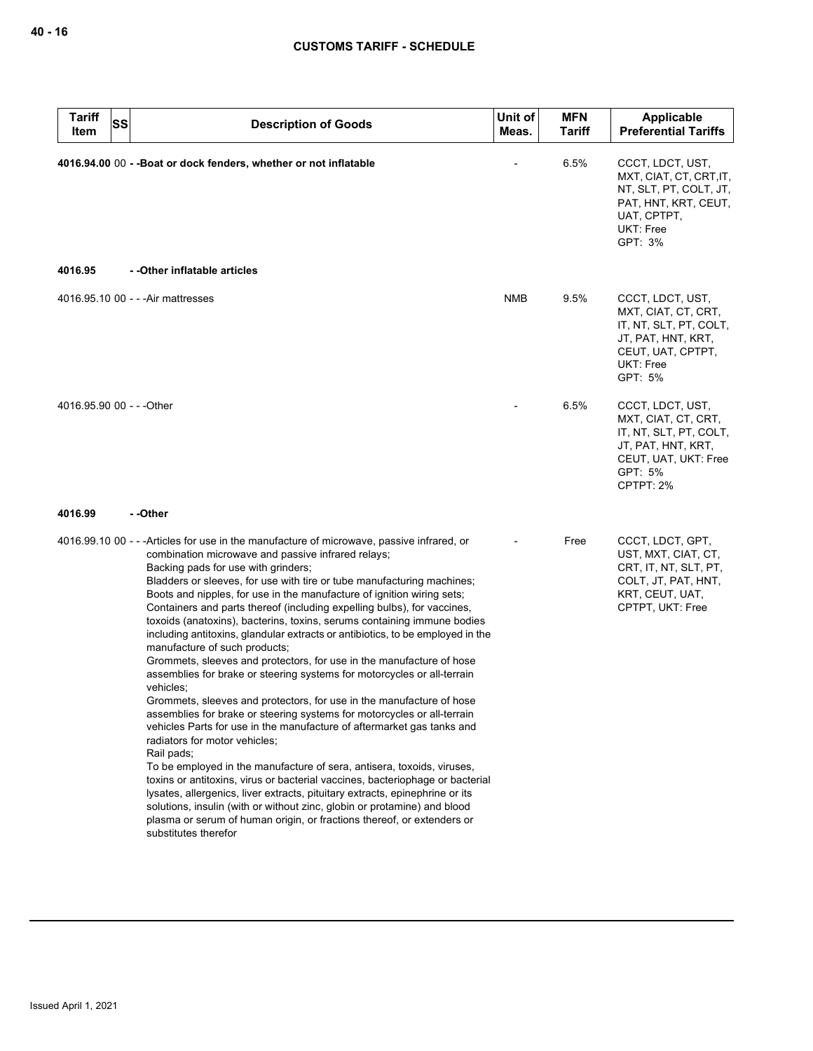| Tariff Item | SS | Description of Goods | Unit of Meas. | MFN Tariff | Applicable Preferential Tariffs |
|---|---|---|---|---|---|
| **4016.94.00** | 00 | **- -Boat or dock fenders, whether or not inflatable** | - | 6.5% | CCCT, LDCT, UST, MXT, CIAT, CT, CRT,IT, NT, SLT, PT, COLT, JT, PAT, HNT, KRT, CEUT, UAT, CPTPT, UKT: Free<br>GPT: 3% |
| **4016.95** | | **- -Other inflatable articles** | | | |
| 4016.95.10 | 00 | - - -Air mattresses | NMB | 9.5% | CCCT, LDCT, UST, MXT, CIAT, CT, CRT, IT, NT, SLT, PT, COLT, JT, PAT, HNT, KRT, CEUT, UAT, CPTPT, UKT: Free<br>GPT: 5% |
| 4016.95.90 | 00 | - - -Other | - | 6.5% | CCCT, LDCT, UST, MXT, CIAT, CT, CRT, IT, NT, SLT, PT, COLT, JT, PAT, HNT, KRT, CEUT, UAT, UKT: Free<br>GPT: 5%<br>CPTPT: 2% |
| **4016.99** | | **- -Other** | | | |
| 4016.99.10 | 00 | - - -Articles for use in the manufacture of microwave, passive infrared, or combination microwave and passive infrared relays;<br>Backing pads for use with grinders;<br>Bladders or sleeves, for use with tire or tube manufacturing machines;<br>Boots and nipples, for use in the manufacture of ignition wiring sets;<br>Containers and parts thereof (including expelling bulbs), for vaccines, toxoids (anatoxins), bacterins, toxins, serums containing immune bodies including antitoxins, glandular extracts or antibiotics, to be employed in the manufacture of such products;<br>Grommets, sleeves and protectors, for use in the manufacture of hose assemblies for brake or steering systems for motorcycles or all-terrain vehicles;<br>Grommets, sleeves and protectors, for use in the manufacture of hose assemblies for brake or steering systems for motorcycles or all-terrain vehicles Parts for use in the manufacture of aftermarket gas tanks and radiators for motor vehicles;<br>Rail pads;<br>To be employed in the manufacture of sera, antisera, toxoids, viruses, toxins or antitoxins, virus or bacterial vaccines, bacteriophage or bacterial lysates, allergenics, liver extracts, pituitary extracts, epinephrine or its solutions, insulin (with or without zinc, globin or protamine) and blood plasma or serum of human origin, or fractions thereof, or extenders or substitutes therefor | - | Free | CCCT, LDCT, GPT, UST, MXT, CIAT, CT, CRT, IT, NT, SLT, PT, COLT, JT, PAT, HNT, KRT, CEUT, UAT, CPTPT, UKT: Free |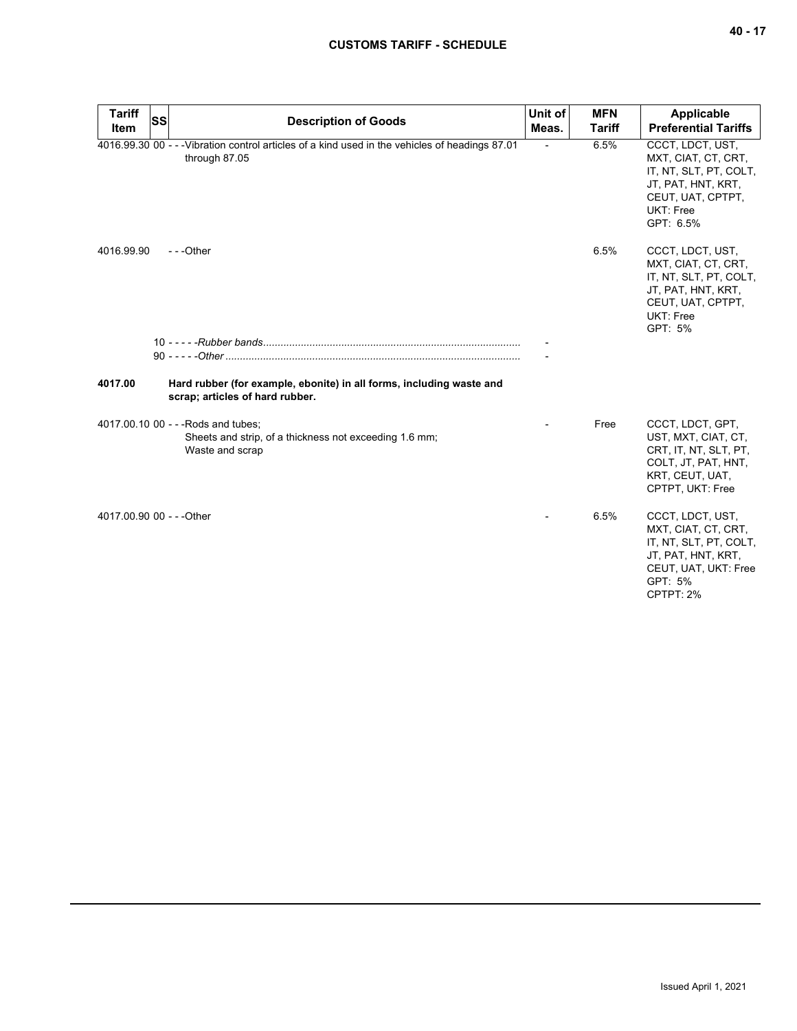| Tariff Item | SS | Description of Goods | Unit of Meas. | MFN Tariff | Applicable Preferential Tariffs |
|---|---|---|---|---|---|
| 4016.99.30 | 00 | - - -Vibration control articles of a kind used in the vehicles of headings 87.01 through 87.05 | - | 6.5% | CCCT, LDCT, UST, MXT, CIAT, CT, CRT, IT, NT, SLT, PT, COLT, JT, PAT, HNT, KRT, CEUT, UAT, CPTPT, UKT: Free<br>GPT: 6.5% |
| 4016.99.90 | | - - -Other | | 6.5% | CCCT, LDCT, UST, MXT, CIAT, CT, CRT, IT, NT, SLT, PT, COLT, JT, PAT, HNT, KRT, CEUT, UAT, CPTPT, UKT: Free<br>GPT: 5% |
| | 10 | - - - - -*Rubber bands* | - | | |
| | 90 | - - - - -*Other* | - | | |
| **4017.00** | | **Hard rubber (for example, ebonite) in all forms, including waste and scrap; articles of hard rubber.** | | | |
| 4017.00.10 | 00 | - - -Rods and tubes;<br>Sheets and strip, of a thickness not exceeding 1.6 mm;<br>Waste and scrap | - | Free | CCCT, LDCT, GPT, UST, MXT, CIAT, CT, CRT, IT, NT, SLT, PT, COLT, JT, PAT, HNT, KRT, CEUT, UAT, CPTPT, UKT: Free |
| 4017.00.90 | 00 | - - -Other | - | 6.5% | CCCT, LDCT, UST, MXT, CIAT, CT, CRT, IT, NT, SLT, PT, COLT, JT, PAT, HNT, KRT, CEUT, UAT, UKT: Free<br>GPT: 5%<br>CPTPT: 2% |